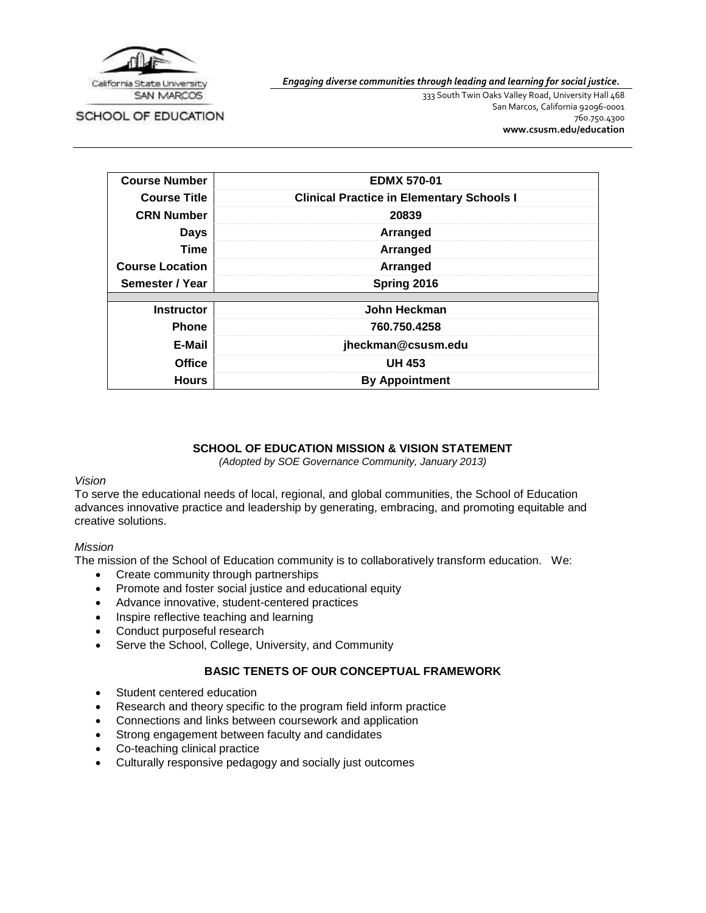California State University SAN MARCOS

SCHOOL OF EDUCATION

*Engaging diverse communities through leading and learning for social justice.*

333 South Twin Oaks Valley Road, University Hall 468
San Marcos, California 92096-0001
760.750.4300
**www.csusm.edu/education**

| | |
|---|---|
| **Course Number** | **EDMX 570-01** |
| **Course Title** | **Clinical Practice in Elementary Schools I** |
| **CRN Number** | **20839** |
| **Days** | **Arranged** |
| **Time** | **Arranged** |
| **Course Location** | **Arranged** |
| **Semester / Year** | **Spring 2016** |
| | |
| **Instructor** | **John Heckman** |
| **Phone** | **760.750.4258** |
| **E-Mail** | **jheckman@csusm.edu** |
| **Office** | **UH 453** |
| **Hours** | **By Appointment** |

## SCHOOL OF EDUCATION MISSION & VISION STATEMENT

*(Adopted by SOE Governance Community, January 2013)*

*Vision*

To serve the educational needs of local, regional, and global communities, the School of Education advances innovative practice and leadership by generating, embracing, and promoting equitable and creative solutions.

*Mission*

The mission of the School of Education community is to collaboratively transform education. We:

- Create community through partnerships
- Promote and foster social justice and educational equity
- Advance innovative, student-centered practices
- Inspire reflective teaching and learning
- Conduct purposeful research
- Serve the School, College, University, and Community

## BASIC TENETS OF OUR CONCEPTUAL FRAMEWORK

- Student centered education
- Research and theory specific to the program field inform practice
- Connections and links between coursework and application
- Strong engagement between faculty and candidates
- Co-teaching clinical practice
- Culturally responsive pedagogy and socially just outcomes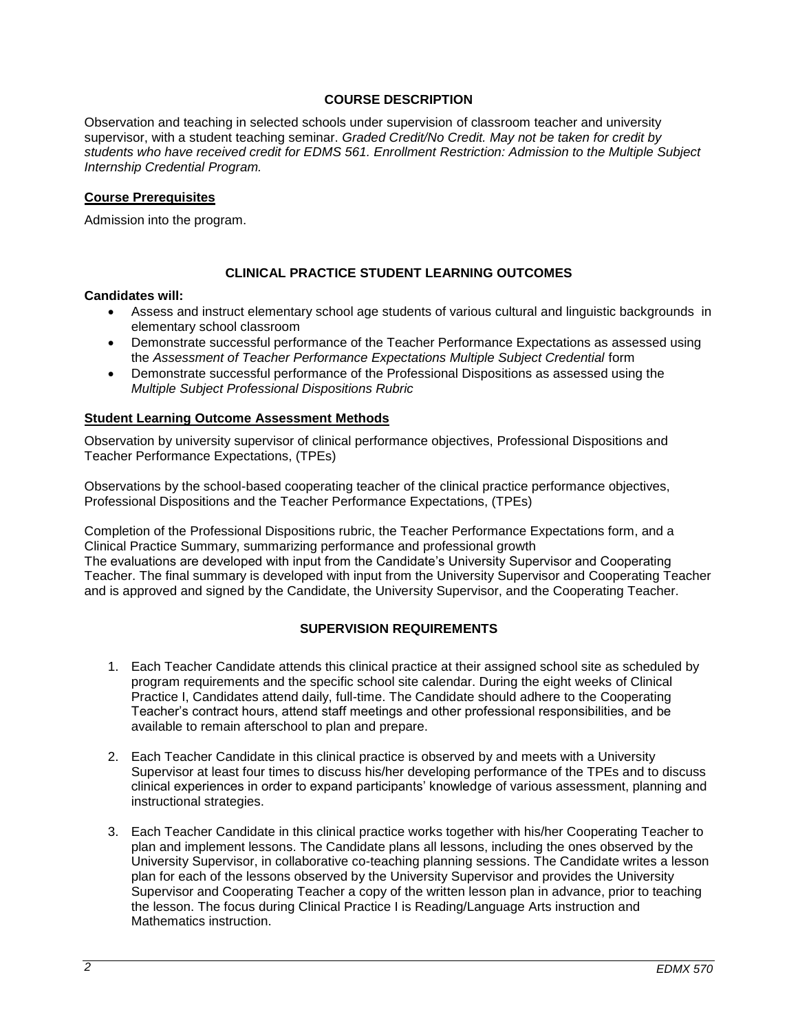## COURSE DESCRIPTION

Observation and teaching in selected schools under supervision of classroom teacher and university supervisor, with a student teaching seminar. *Graded Credit/No Credit. May not be taken for credit by students who have received credit for EDMS 561. Enrollment Restriction: Admission to the Multiple Subject Internship Credential Program.*

### Course Prerequisites

Admission into the program.

## CLINICAL PRACTICE STUDENT LEARNING OUTCOMES

**Candidates will:**

- Assess and instruct elementary school age students of various cultural and linguistic backgrounds in elementary school classroom
- Demonstrate successful performance of the Teacher Performance Expectations as assessed using the *Assessment of Teacher Performance Expectations Multiple Subject Credential* form
- Demonstrate successful performance of the Professional Dispositions as assessed using the *Multiple Subject Professional Dispositions Rubric*

### Student Learning Outcome Assessment Methods

Observation by university supervisor of clinical performance objectives, Professional Dispositions and Teacher Performance Expectations, (TPEs)

Observations by the school-based cooperating teacher of the clinical practice performance objectives, Professional Dispositions and the Teacher Performance Expectations, (TPEs)

Completion of the Professional Dispositions rubric, the Teacher Performance Expectations form, and a Clinical Practice Summary, summarizing performance and professional growth
The evaluations are developed with input from the Candidate's University Supervisor and Cooperating Teacher. The final summary is developed with input from the University Supervisor and Cooperating Teacher and is approved and signed by the Candidate, the University Supervisor, and the Cooperating Teacher.

## SUPERVISION REQUIREMENTS

1. Each Teacher Candidate attends this clinical practice at their assigned school site as scheduled by program requirements and the specific school site calendar. During the eight weeks of Clinical Practice I, Candidates attend daily, full-time. The Candidate should adhere to the Cooperating Teacher's contract hours, attend staff meetings and other professional responsibilities, and be available to remain afterschool to plan and prepare.

2. Each Teacher Candidate in this clinical practice is observed by and meets with a University Supervisor at least four times to discuss his/her developing performance of the TPEs and to discuss clinical experiences in order to expand participants' knowledge of various assessment, planning and instructional strategies.

3. Each Teacher Candidate in this clinical practice works together with his/her Cooperating Teacher to plan and implement lessons. The Candidate plans all lessons, including the ones observed by the University Supervisor, in collaborative co-teaching planning sessions. The Candidate writes a lesson plan for each of the lessons observed by the University Supervisor and provides the University Supervisor and Cooperating Teacher a copy of the written lesson plan in advance, prior to teaching the lesson. The focus during Clinical Practice I is Reading/Language Arts instruction and Mathematics instruction.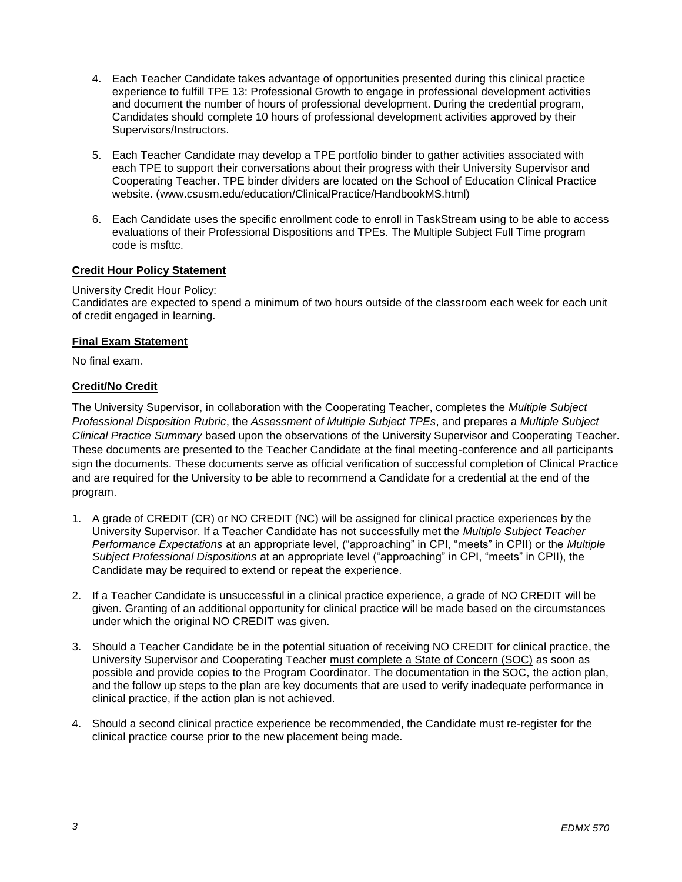4. Each Teacher Candidate takes advantage of opportunities presented during this clinical practice experience to fulfill TPE 13: Professional Growth to engage in professional development activities and document the number of hours of professional development. During the credential program, Candidates should complete 10 hours of professional development activities approved by their Supervisors/Instructors.

5. Each Teacher Candidate may develop a TPE portfolio binder to gather activities associated with each TPE to support their conversations about their progress with their University Supervisor and Cooperating Teacher. TPE binder dividers are located on the School of Education Clinical Practice website. (www.csusm.edu/education/ClinicalPractice/HandbookMS.html)

6. Each Candidate uses the specific enrollment code to enroll in TaskStream using to be able to access evaluations of their Professional Dispositions and TPEs. The Multiple Subject Full Time program code is msfttc.

## Credit Hour Policy Statement

University Credit Hour Policy:
Candidates are expected to spend a minimum of two hours outside of the classroom each week for each unit of credit engaged in learning.

## Final Exam Statement

No final exam.

## Credit/No Credit

The University Supervisor, in collaboration with the Cooperating Teacher, completes the *Multiple Subject Professional Disposition Rubric*, the *Assessment of Multiple Subject TPEs*, and prepares a *Multiple Subject Clinical Practice Summary* based upon the observations of the University Supervisor and Cooperating Teacher. These documents are presented to the Teacher Candidate at the final meeting-conference and all participants sign the documents. These documents serve as official verification of successful completion of Clinical Practice and are required for the University to be able to recommend a Candidate for a credential at the end of the program.

1. A grade of CREDIT (CR) or NO CREDIT (NC) will be assigned for clinical practice experiences by the University Supervisor. If a Teacher Candidate has not successfully met the *Multiple Subject Teacher Performance Expectations* at an appropriate level, ("approaching" in CPI, "meets" in CPII) or the *Multiple Subject Professional Dispositions* at an appropriate level ("approaching" in CPI, "meets" in CPII), the Candidate may be required to extend or repeat the experience.

2. If a Teacher Candidate is unsuccessful in a clinical practice experience, a grade of NO CREDIT will be given. Granting of an additional opportunity for clinical practice will be made based on the circumstances under which the original NO CREDIT was given.

3. Should a Teacher Candidate be in the potential situation of receiving NO CREDIT for clinical practice, the University Supervisor and Cooperating Teacher must complete a State of Concern (SOC) as soon as possible and provide copies to the Program Coordinator. The documentation in the SOC, the action plan, and the follow up steps to the plan are key documents that are used to verify inadequate performance in clinical practice, if the action plan is not achieved.

4. Should a second clinical practice experience be recommended, the Candidate must re-register for the clinical practice course prior to the new placement being made.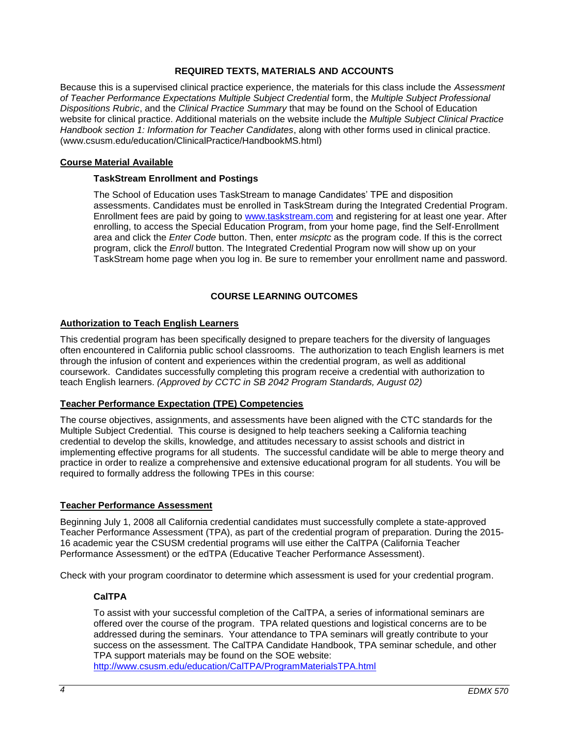## REQUIRED TEXTS, MATERIALS AND ACCOUNTS

Because this is a supervised clinical practice experience, the materials for this class include the *Assessment of Teacher Performance Expectations Multiple Subject Credential* form, the *Multiple Subject Professional Dispositions Rubric*, and the *Clinical Practice Summary* that may be found on the School of Education website for clinical practice. Additional materials on the website include the *Multiple Subject Clinical Practice Handbook section 1: Information for Teacher Candidates*, along with other forms used in clinical practice. (www.csusm.edu/education/ClinicalPractice/HandbookMS.html)

### Course Material Available

#### TaskStream Enrollment and Postings

The School of Education uses TaskStream to manage Candidates' TPE and disposition assessments. Candidates must be enrolled in TaskStream during the Integrated Credential Program. Enrollment fees are paid by going to [www.taskstream.com](http://www.taskstream.com) and registering for at least one year. After enrolling, to access the Special Education Program, from your home page, find the Self-Enrollment area and click the *Enter Code* button. Then, enter *msicptc* as the program code. If this is the correct program, click the *Enroll* button. The Integrated Credential Program now will show up on your TaskStream home page when you log in. Be sure to remember your enrollment name and password.

## COURSE LEARNING OUTCOMES

### Authorization to Teach English Learners

This credential program has been specifically designed to prepare teachers for the diversity of languages often encountered in California public school classrooms. The authorization to teach English learners is met through the infusion of content and experiences within the credential program, as well as additional coursework. Candidates successfully completing this program receive a credential with authorization to teach English learners. *(Approved by CCTC in SB 2042 Program Standards, August 02)*

### Teacher Performance Expectation (TPE) Competencies

The course objectives, assignments, and assessments have been aligned with the CTC standards for the Multiple Subject Credential. This course is designed to help teachers seeking a California teaching credential to develop the skills, knowledge, and attitudes necessary to assist schools and district in implementing effective programs for all students. The successful candidate will be able to merge theory and practice in order to realize a comprehensive and extensive educational program for all students. You will be required to formally address the following TPEs in this course:

### Teacher Performance Assessment

Beginning July 1, 2008 all California credential candidates must successfully complete a state-approved Teacher Performance Assessment (TPA), as part of the credential program of preparation. During the 2015-16 academic year the CSUSM credential programs will use either the CalTPA (California Teacher Performance Assessment) or the edTPA (Educative Teacher Performance Assessment).

Check with your program coordinator to determine which assessment is used for your credential program.

#### CalTPA

To assist with your successful completion of the CalTPA, a series of informational seminars are offered over the course of the program. TPA related questions and logistical concerns are to be addressed during the seminars. Your attendance to TPA seminars will greatly contribute to your success on the assessment. The CalTPA Candidate Handbook, TPA seminar schedule, and other TPA support materials may be found on the SOE website: [http://www.csusm.edu/education/CalTPA/ProgramMaterialsTPA.html](http://www.csusm.edu/education/CalTPA/ProgramMaterialsTPA.html)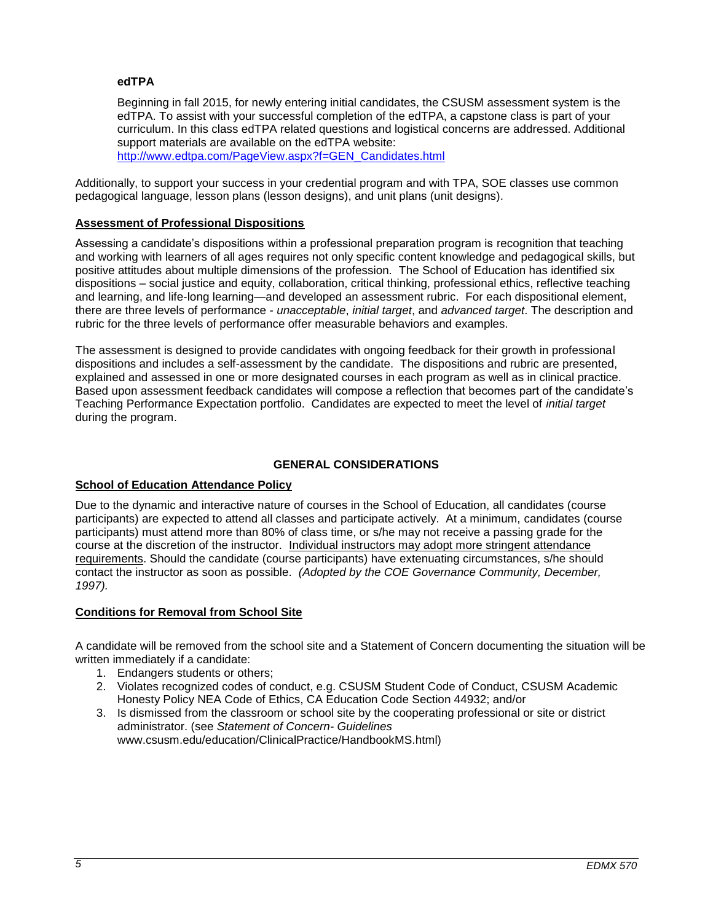**edTPA**

Beginning in fall 2015, for newly entering initial candidates, the CSUSM assessment system is the edTPA. To assist with your successful completion of the edTPA, a capstone class is part of your curriculum. In this class edTPA related questions and logistical concerns are addressed. Additional support materials are available on the edTPA website: [http://www.edtpa.com/PageView.aspx?f=GEN_Candidates.html](http://www.edtpa.com/PageView.aspx?f=GEN_Candidates.html)

Additionally, to support your success in your credential program and with TPA, SOE classes use common pedagogical language, lesson plans (lesson designs), and unit plans (unit designs).

## Assessment of Professional Dispositions

Assessing a candidate's dispositions within a professional preparation program is recognition that teaching and working with learners of all ages requires not only specific content knowledge and pedagogical skills, but positive attitudes about multiple dimensions of the profession. The School of Education has identified six dispositions – social justice and equity, collaboration, critical thinking, professional ethics, reflective teaching and learning, and life-long learning—and developed an assessment rubric. For each dispositional element, there are three levels of performance - *unacceptable*, *initial target*, and *advanced target*. The description and rubric for the three levels of performance offer measurable behaviors and examples.

The assessment is designed to provide candidates with ongoing feedback for their growth in professional dispositions and includes a self-assessment by the candidate. The dispositions and rubric are presented, explained and assessed in one or more designated courses in each program as well as in clinical practice. Based upon assessment feedback candidates will compose a reflection that becomes part of the candidate's Teaching Performance Expectation portfolio. Candidates are expected to meet the level of *initial target* during the program.

# GENERAL CONSIDERATIONS

## School of Education Attendance Policy

Due to the dynamic and interactive nature of courses in the School of Education, all candidates (course participants) are expected to attend all classes and participate actively. At a minimum, candidates (course participants) must attend more than 80% of class time, or s/he may not receive a passing grade for the course at the discretion of the instructor. Individual instructors may adopt more stringent attendance requirements. Should the candidate (course participants) have extenuating circumstances, s/he should contact the instructor as soon as possible. *(Adopted by the COE Governance Community, December, 1997).*

## Conditions for Removal from School Site

A candidate will be removed from the school site and a Statement of Concern documenting the situation will be written immediately if a candidate:

1. Endangers students or others;
2. Violates recognized codes of conduct, e.g. CSUSM Student Code of Conduct, CSUSM Academic Honesty Policy NEA Code of Ethics, CA Education Code Section 44932; and/or
3. Is dismissed from the classroom or school site by the cooperating professional or site or district administrator. (see *Statement of Concern- Guidelines* www.csusm.edu/education/ClinicalPractice/HandbookMS.html)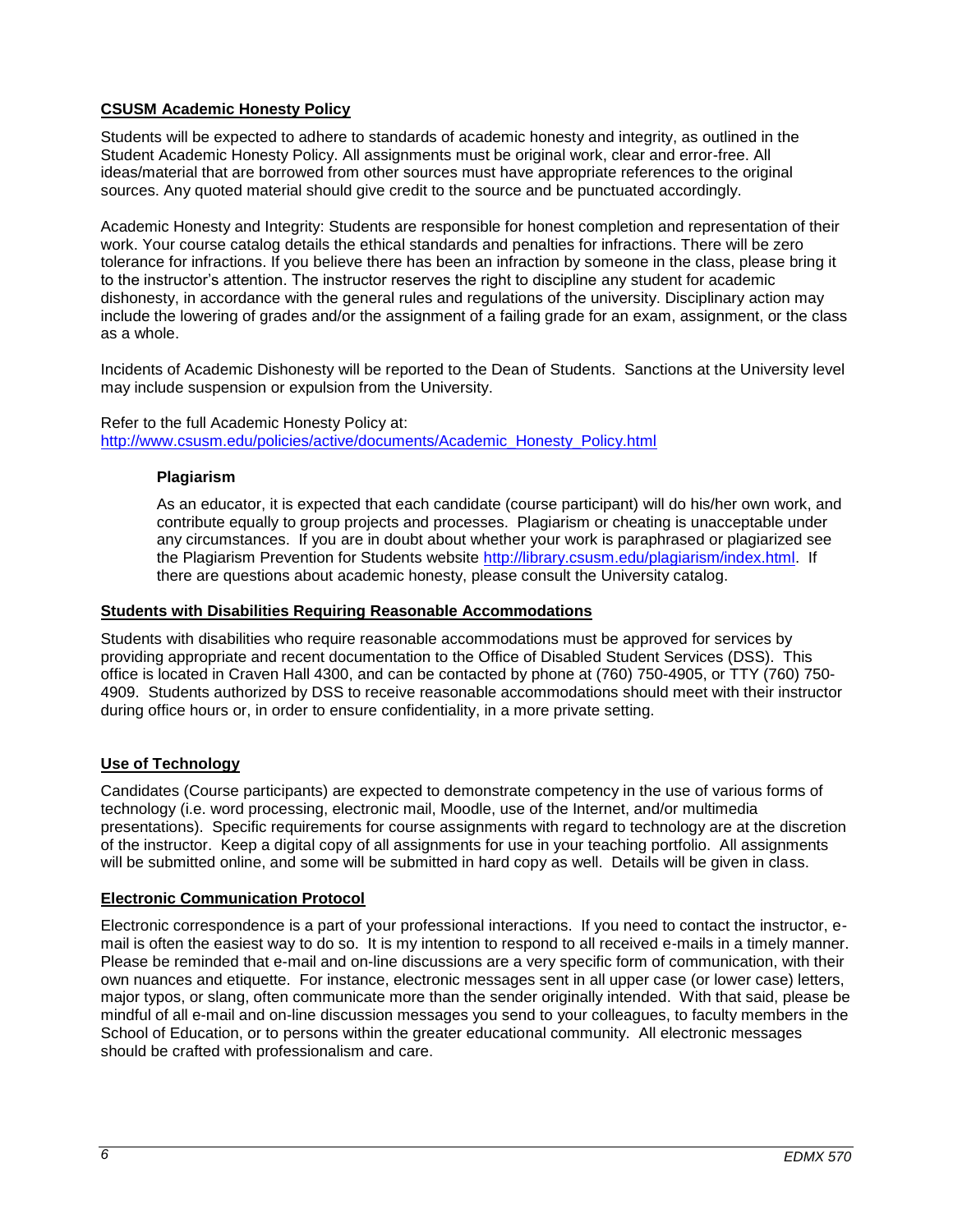## CSUSM Academic Honesty Policy

Students will be expected to adhere to standards of academic honesty and integrity, as outlined in the Student Academic Honesty Policy. All assignments must be original work, clear and error-free. All ideas/material that are borrowed from other sources must have appropriate references to the original sources. Any quoted material should give credit to the source and be punctuated accordingly.

Academic Honesty and Integrity: Students are responsible for honest completion and representation of their work. Your course catalog details the ethical standards and penalties for infractions. There will be zero tolerance for infractions. If you believe there has been an infraction by someone in the class, please bring it to the instructor's attention. The instructor reserves the right to discipline any student for academic dishonesty, in accordance with the general rules and regulations of the university. Disciplinary action may include the lowering of grades and/or the assignment of a failing grade for an exam, assignment, or the class as a whole.

Incidents of Academic Dishonesty will be reported to the Dean of Students. Sanctions at the University level may include suspension or expulsion from the University.

Refer to the full Academic Honesty Policy at:
http://www.csusm.edu/policies/active/documents/Academic_Honesty_Policy.html

### Plagiarism

As an educator, it is expected that each candidate (course participant) will do his/her own work, and contribute equally to group projects and processes. Plagiarism or cheating is unacceptable under any circumstances. If you are in doubt about whether your work is paraphrased or plagiarized see the Plagiarism Prevention for Students website http://library.csusm.edu/plagiarism/index.html. If there are questions about academic honesty, please consult the University catalog.

## Students with Disabilities Requiring Reasonable Accommodations

Students with disabilities who require reasonable accommodations must be approved for services by providing appropriate and recent documentation to the Office of Disabled Student Services (DSS). This office is located in Craven Hall 4300, and can be contacted by phone at (760) 750-4905, or TTY (760) 750-4909. Students authorized by DSS to receive reasonable accommodations should meet with their instructor during office hours or, in order to ensure confidentiality, in a more private setting.

## Use of Technology

Candidates (Course participants) are expected to demonstrate competency in the use of various forms of technology (i.e. word processing, electronic mail, Moodle, use of the Internet, and/or multimedia presentations). Specific requirements for course assignments with regard to technology are at the discretion of the instructor. Keep a digital copy of all assignments for use in your teaching portfolio. All assignments will be submitted online, and some will be submitted in hard copy as well. Details will be given in class.

## Electronic Communication Protocol

Electronic correspondence is a part of your professional interactions. If you need to contact the instructor, e-mail is often the easiest way to do so. It is my intention to respond to all received e-mails in a timely manner. Please be reminded that e-mail and on-line discussions are a very specific form of communication, with their own nuances and etiquette. For instance, electronic messages sent in all upper case (or lower case) letters, major typos, or slang, often communicate more than the sender originally intended. With that said, please be mindful of all e-mail and on-line discussion messages you send to your colleagues, to faculty members in the School of Education, or to persons within the greater educational community. All electronic messages should be crafted with professionalism and care.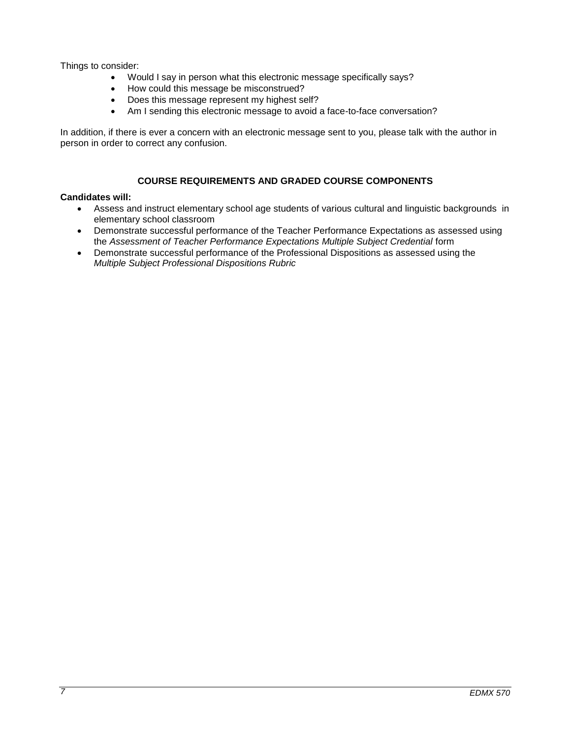Things to consider:

- Would I say in person what this electronic message specifically says?
- How could this message be misconstrued?
- Does this message represent my highest self?
- Am I sending this electronic message to avoid a face-to-face conversation?

In addition, if there is ever a concern with an electronic message sent to you, please talk with the author in person in order to correct any confusion.

## COURSE REQUIREMENTS AND GRADED COURSE COMPONENTS

**Candidates will:**

- Assess and instruct elementary school age students of various cultural and linguistic backgrounds in elementary school classroom
- Demonstrate successful performance of the Teacher Performance Expectations as assessed using the *Assessment of Teacher Performance Expectations Multiple Subject Credential* form
- Demonstrate successful performance of the Professional Dispositions as assessed using the *Multiple Subject Professional Dispositions Rubric*